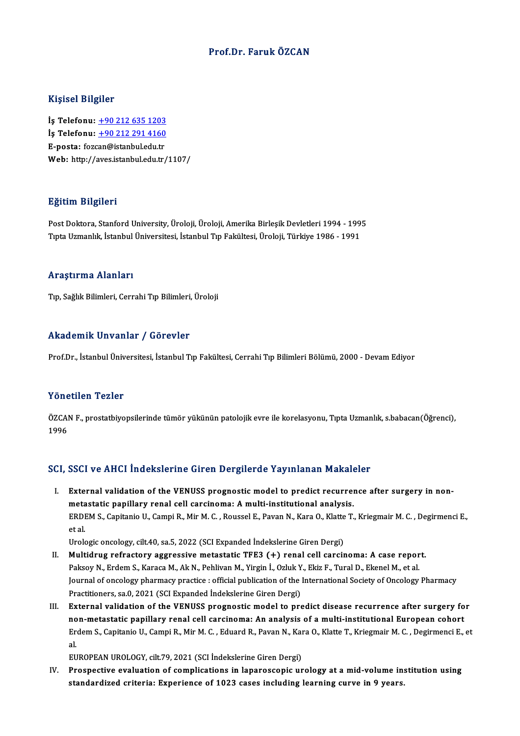# Prof.Dr. Faruk ÖZCAN

## Kişisel Bilgiler

**İş Telefonu:** +90 212 635 1203
**İş Telefonu:** +90 212 291 4160
**E-posta:** fozcan@istanbul.edu.tr
**Web:** http://aves.istanbul.edu.tr/1107/

## Eğitim Bilgileri

Post Doktora, Stanford University, Üroloji, Üroloji, Amerika Birleşik Devletleri 1994 - 1995
Tıpta Uzmanlık, İstanbul Üniversitesi, İstanbul Tıp Fakültesi, Üroloji, Türkiye 1986 - 1991

## Araştırma Alanları

Tıp, Sağlık Bilimleri, Cerrahi Tıp Bilimleri, Üroloji

## Akademik Unvanlar / Görevler

Prof.Dr., İstanbul Üniversitesi, İstanbul Tıp Fakültesi, Cerrahi Tıp Bilimleri Bölümü, 2000 - Devam Ediyor

## Yönetilen Tezler

ÖZCAN F., prostatbiyopsilerinde tümör yükünün patolojik evre ile korelasyonu, Tıpta Uzmanlık, s.babacan(Öğrenci), 1996

## SCI, SSCI ve AHCI İndekslerine Giren Dergilerde Yayınlanan Makaleler

I. **External validation of the VENUSS prognostic model to predict recurrence after surgery in non-metastatic papillary renal cell carcinoma: A multi-institutional analysis.**
ERDEM S., Capitanio U., Campi R., Mir M. C. , Roussel E., Pavan N., Kara O., Klatte T., Kriegmair M. C. , Degirmenci E., et al.
Urologic oncology, cilt.40, sa.5, 2022 (SCI Expanded İndekslerine Giren Dergi)

II. **Multidrug refractory aggressive metastatic TFE3 (+) renal cell carcinoma: A case report.**
Paksoy N., Erdem S., Karaca M., Ak N., Pehlivan M., Yirgin İ., Ozluk Y., Ekiz F., Tural D., Ekenel M., et al.
Journal of oncology pharmacy practice : official publication of the International Society of Oncology Pharmacy Practitioners, sa.0, 2021 (SCI Expanded İndekslerine Giren Dergi)

III. **External validation of the VENUSS prognostic model to predict disease recurrence after surgery for non-metastatic papillary renal cell carcinoma: An analysis of a multi-institutional European cohort**
Erdem S., Capitanio U., Campi R., Mir M. C. , Eduard R., Pavan N., Kara O., Klatte T., Kriegmair M. C. , Degirmenci E., et al.
EUROPEAN UROLOGY, cilt.79, 2021 (SCI İndekslerine Giren Dergi)

IV. **Prospective evaluation of complications in laparoscopic urology at a mid-volume institution using standardized criteria: Experience of 1023 cases including learning curve in 9 years.**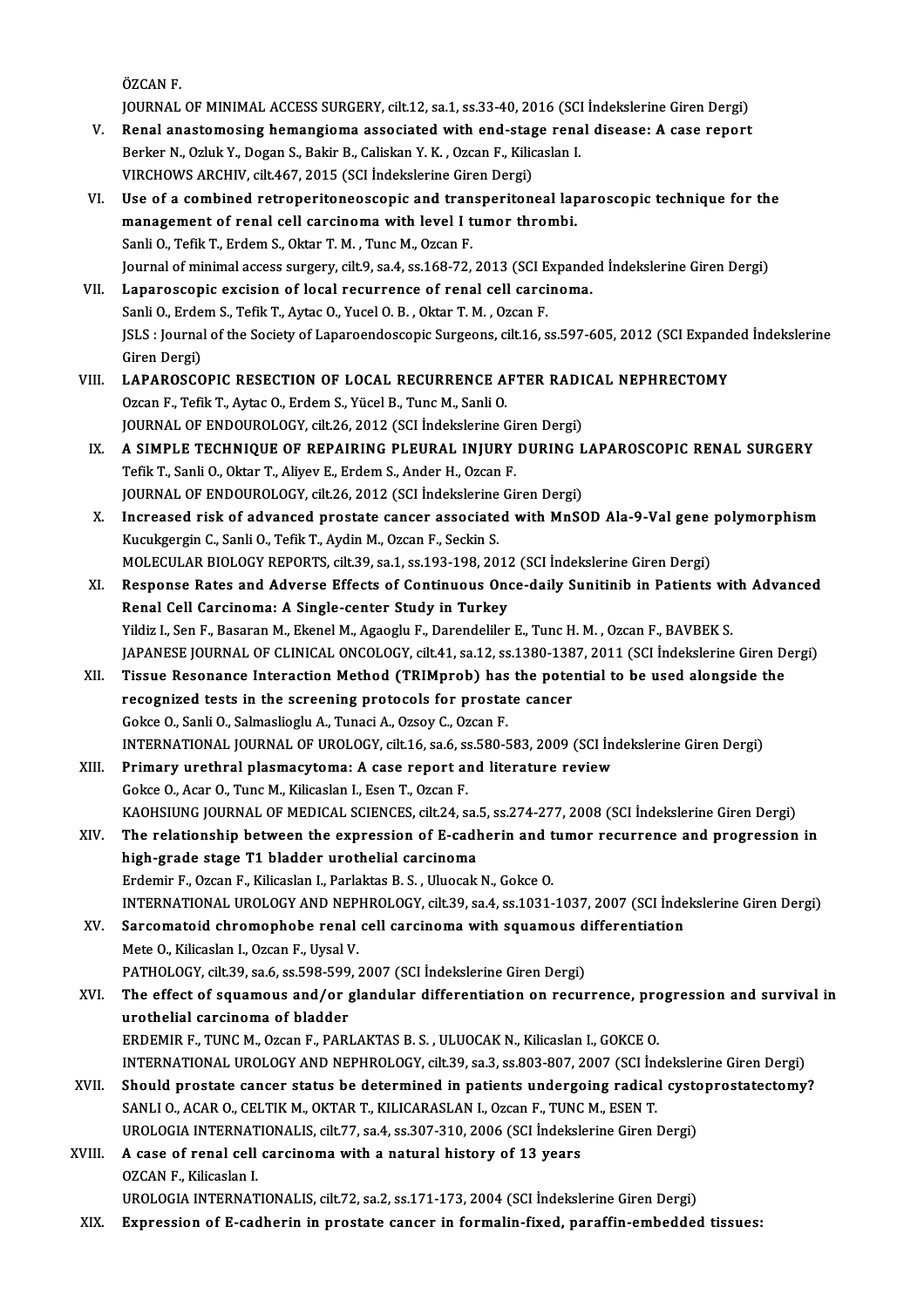ÖZCAN F.
JOURNAL OF MINIMAL ACCESS SURGERY, cilt.12, sa.1, ss.33-40, 2016 (SCI İndekslerine Giren Dergi)

V. **Renal anastomosing hemangioma associated with end-stage renal disease: A case report**
Berker N., Ozluk Y., Dogan S., Bakir B., Caliskan Y. K. , Ozcan F., Kilicaslan I.
VIRCHOWS ARCHIV, cilt.467, 2015 (SCI İndekslerine Giren Dergi)

VI. **Use of a combined retroperitoneoscopic and transperitoneal laparoscopic technique for the management of renal cell carcinoma with level I tumor thrombi.**
Sanli O., Tefik T., Erdem S., Oktar T. M. , Tunc M., Ozcan F.
Journal of minimal access surgery, cilt.9, sa.4, ss.168-72, 2013 (SCI Expanded İndekslerine Giren Dergi)

VII. **Laparoscopic excision of local recurrence of renal cell carcinoma.**
Sanli O., Erdem S., Tefik T., Aytac O., Yucel O. B. , Oktar T. M. , Ozcan F.
JSLS : Journal of the Society of Laparoendoscopic Surgeons, cilt.16, ss.597-605, 2012 (SCI Expanded İndekslerine Giren Dergi)

VIII. **LAPAROSCOPIC RESECTION OF LOCAL RECURRENCE AFTER RADICAL NEPHRECTOMY**
Ozcan F., Tefik T., Aytac O., Erdem S., Yücel B., Tunc M., Sanli O.
JOURNAL OF ENDOUROLOGY, cilt.26, 2012 (SCI İndekslerine Giren Dergi)

IX. **A SIMPLE TECHNIQUE OF REPAIRING PLEURAL INJURY DURING LAPAROSCOPIC RENAL SURGERY**
Tefik T., Sanli O., Oktar T., Aliyev E., Erdem S., Ander H., Ozcan F.
JOURNAL OF ENDOUROLOGY, cilt.26, 2012 (SCI İndekslerine Giren Dergi)

X. **Increased risk of advanced prostate cancer associated with MnSOD Ala-9-Val gene polymorphism**
Kucukgergin C., Sanli O., Tefik T., Aydin M., Ozcan F., Seckin S.
MOLECULAR BIOLOGY REPORTS, cilt.39, sa.1, ss.193-198, 2012 (SCI İndekslerine Giren Dergi)

XI. **Response Rates and Adverse Effects of Continuous Once-daily Sunitinib in Patients with Advanced Renal Cell Carcinoma: A Single-center Study in Turkey**
Yildiz I., Sen F., Basaran M., Ekenel M., Agaoglu F., Darendeliler E., Tunc H. M. , Ozcan F., BAVBEK S.
JAPANESE JOURNAL OF CLINICAL ONCOLOGY, cilt.41, sa.12, ss.1380-1387, 2011 (SCI İndekslerine Giren Dergi)

XII. **Tissue Resonance Interaction Method (TRIMprob) has the potential to be used alongside the recognized tests in the screening protocols for prostate cancer**
Gokce O., Sanli O., Salmaslioglu A., Tunaci A., Ozsoy C., Ozcan F.
INTERNATIONAL JOURNAL OF UROLOGY, cilt.16, sa.6, ss.580-583, 2009 (SCI İndekslerine Giren Dergi)

XIII. **Primary urethral plasmacytoma: A case report and literature review**
Gokce O., Acar O., Tunc M., Kilicaslan I., Esen T., Ozcan F.
KAOHSIUNG JOURNAL OF MEDICAL SCIENCES, cilt.24, sa.5, ss.274-277, 2008 (SCI İndekslerine Giren Dergi)

XIV. **The relationship between the expression of E-cadherin and tumor recurrence and progression in high-grade stage T1 bladder urothelial carcinoma**
Erdemir F., Ozcan F., Kilicaslan I., Parlaktas B. S. , Uluocak N., Gokce O.
INTERNATIONAL UROLOGY AND NEPHROLOGY, cilt.39, sa.4, ss.1031-1037, 2007 (SCI İndekslerine Giren Dergi)

XV. **Sarcomatoid chromophobe renal cell carcinoma with squamous differentiation**
Mete O., Kilicaslan I., Ozcan F., Uysal V.
PATHOLOGY, cilt.39, sa.6, ss.598-599, 2007 (SCI İndekslerine Giren Dergi)

XVI. **The effect of squamous and/or glandular differentiation on recurrence, progression and survival in urothelial carcinoma of bladder**
ERDEMIR F., TUNC M., Ozcan F., PARLAKTAS B. S. , ULUOCAK N., Kilicaslan I., GOKCE O.
INTERNATIONAL UROLOGY AND NEPHROLOGY, cilt.39, sa.3, ss.803-807, 2007 (SCI İndekslerine Giren Dergi)

XVII. **Should prostate cancer status be determined in patients undergoing radical cystoprostatectomy?**
SANLI O., ACAR O., CELTIK M., OKTAR T., KILICARASLAN I., Ozcan F., TUNC M., ESEN T.
UROLOGIA INTERNATIONALIS, cilt.77, sa.4, ss.307-310, 2006 (SCI İndekslerine Giren Dergi)

XVIII. **A case of renal cell carcinoma with a natural history of 13 years**
OZCAN F., Kilicaslan I.
UROLOGIA INTERNATIONALIS, cilt.72, sa.2, ss.171-173, 2004 (SCI İndekslerine Giren Dergi)

XIX. **Expression of E-cadherin in prostate cancer in formalin-fixed, paraffin-embedded tissues:**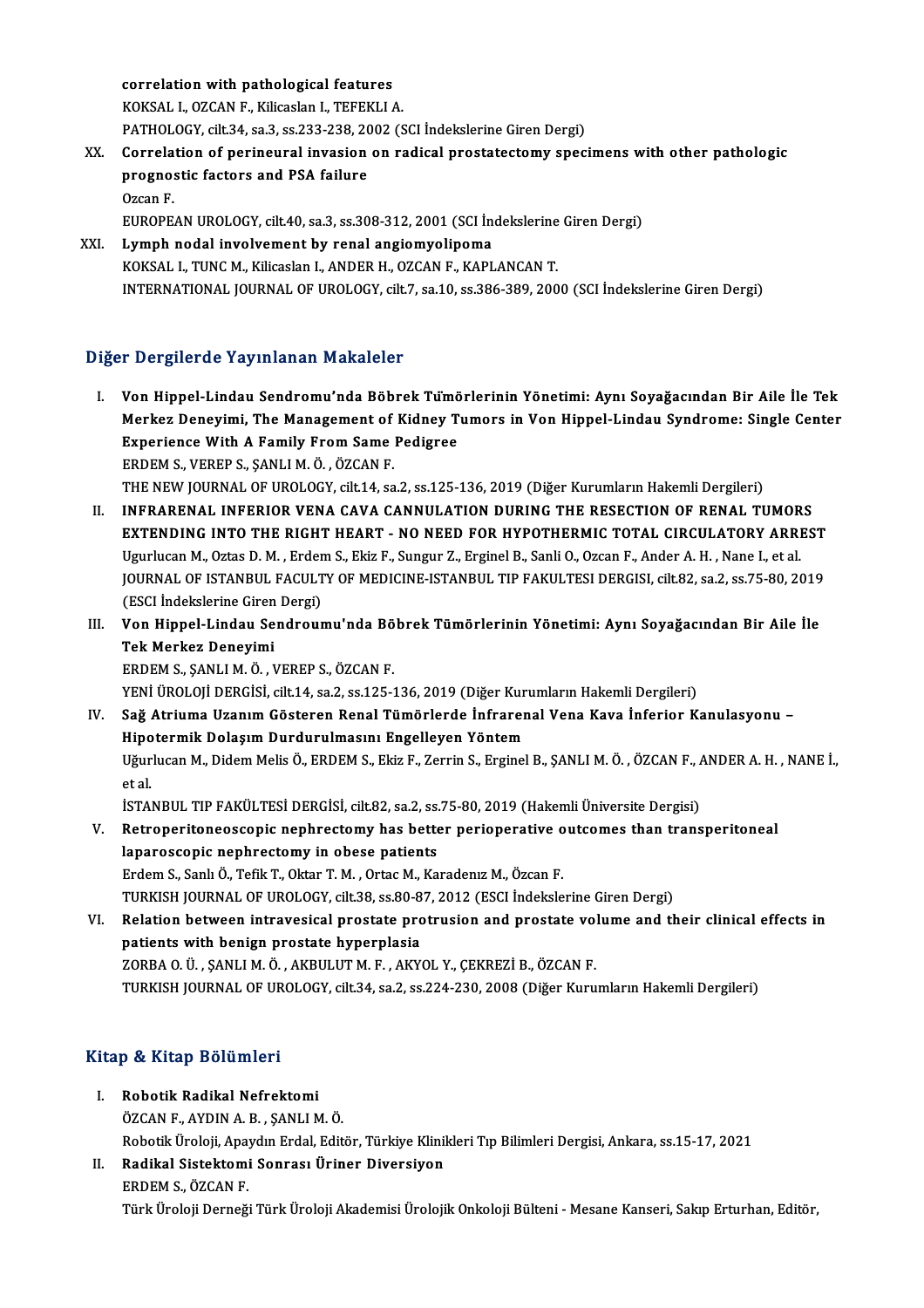correlation with pathological features
KOKSAL I., OZCAN F., Kilicaslan I., TEFEKLI A.
PATHOLOGY, cilt.34, sa.3, ss.233-238, 2002 (SCI İndekslerine Giren Dergi)

XX. **Correlation of perineural invasion on radical prostatectomy specimens with other pathologic prognostic factors and PSA failure**
Ozcan F.
EUROPEAN UROLOGY, cilt.40, sa.3, ss.308-312, 2001 (SCI İndekslerine Giren Dergi)

XXI. **Lymph nodal involvement by renal angiomyolipoma**
KOKSAL I., TUNC M., Kilicaslan I., ANDER H., OZCAN F., KAPLANCAN T.
INTERNATIONAL JOURNAL OF UROLOGY, cilt.7, sa.10, ss.386-389, 2000 (SCI İndekslerine Giren Dergi)

## Diğer Dergilerde Yayınlanan Makaleler

I. **Von Hippel-Lindau Sendromu'nda Böbrek Tümörlerinin Yönetimi: Aynı Soyağacından Bir Aile İle Tek Merkez Deneyimi, The Management of Kidney Tumors in Von Hippel-Lindau Syndrome: Single Center Experience With A Family From Same Pedigree**
ERDEM S., VEREP S., ŞANLI M. Ö. , ÖZCAN F.
THE NEW JOURNAL OF UROLOGY, cilt.14, sa.2, ss.125-136, 2019 (Diğer Kurumların Hakemli Dergileri)

II. **INFRARENAL INFERIOR VENA CAVA CANNULATION DURING THE RESECTION OF RENAL TUMORS EXTENDING INTO THE RIGHT HEART - NO NEED FOR HYPOTHERMIC TOTAL CIRCULATORY ARREST**
Ugurlucan M., Oztas D. M. , Erdem S., Ekiz F., Sungur Z., Erginel B., Sanli O., Ozcan F., Ander A. H. , Nane I., et al.
JOURNAL OF ISTANBUL FACULTY OF MEDICINE-ISTANBUL TIP FAKULTESI DERGISI, cilt.82, sa.2, ss.75-80, 2019 (ESCI İndekslerine Giren Dergi)

III. **Von Hippel-Lindau Sendroumu'nda Böbrek Tümörlerinin Yönetimi: Aynı Soyağacından Bir Aile İle Tek Merkez Deneyimi**
ERDEM S., ŞANLI M. Ö. , VEREP S., ÖZCAN F.
YENİ ÜROLOJİ DERGİSİ, cilt.14, sa.2, ss.125-136, 2019 (Diğer Kurumların Hakemli Dergileri)

IV. **Sağ Atriuma Uzanım Gösteren Renal Tümörlerde İnfrarenal Vena Kava İnferior Kanulasyonu – Hipotermik Dolaşım Durdurulmasını Engelleyen Yöntem**
Uğurlucan M., Didem Melis Ö., ERDEM S., Ekiz F., Zerrin S., Erginel B., ŞANLI M. Ö. , ÖZCAN F., ANDER A. H. , NANE İ., et al.
İSTANBUL TIP FAKÜLTESİ DERGİSİ, cilt.82, sa.2, ss.75-80, 2019 (Hakemli Üniversite Dergisi)

V. **Retroperitoneoscopic nephrectomy has better perioperative outcomes than transperitoneal laparoscopic nephrectomy in obese patients**
Erdem S., Sanlı Ö., Tefik T., Oktar T. M. , Ortac M., Karadenız M., Özcan F.
TURKISH JOURNAL OF UROLOGY, cilt.38, ss.80-87, 2012 (ESCI İndekslerine Giren Dergi)

VI. **Relation between intravesical prostate protrusion and prostate volume and their clinical effects in patients with benign prostate hyperplasia**
ZORBA O. Ü. , ŞANLI M. Ö. , AKBULUT M. F. , AKYOL Y., ÇEKREZİ B., ÖZCAN F.
TURKISH JOURNAL OF UROLOGY, cilt.34, sa.2, ss.224-230, 2008 (Diğer Kurumların Hakemli Dergileri)

## Kitap & Kitap Bölümleri

I. **Robotik Radikal Nefrektomi**
ÖZCAN F., AYDIN A. B. , ŞANLI M. Ö.
Robotik Üroloji, Apaydın Erdal, Editör, Türkiye Klinikleri Tıp Bilimleri Dergisi, Ankara, ss.15-17, 2021

II. **Radikal Sistektomi Sonrası Üriner Diversiyon**
ERDEM S., ÖZCAN F.
Türk Üroloji Derneği Türk Üroloji Akademisi Ürolojik Onkoloji Bülteni - Mesane Kanseri, Sakıp Erturhan, Editör,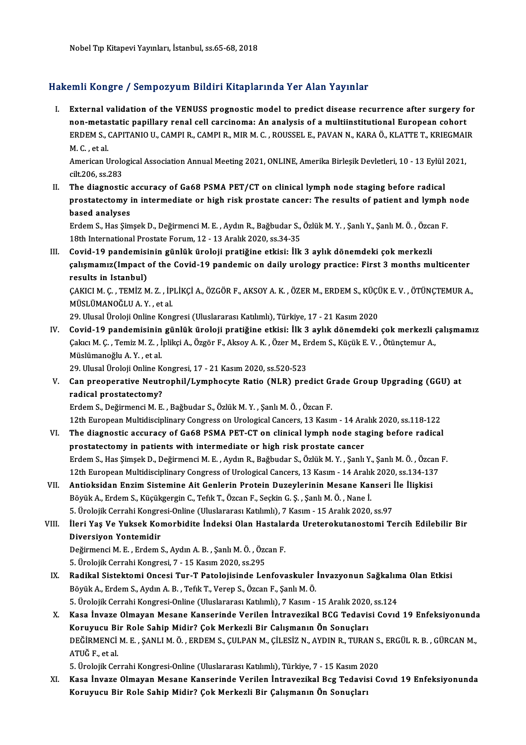Nobel Tıp Kitapevi Yayınları, İstanbul, ss.65-68, 2018

## Hakemli Kongre / Sempozyum Bildiri Kitaplarında Yer Alan Yayınlar

I. **External validation of the VENUSS prognostic model to predict disease recurrence after surgery for non-metastatic papillary renal cell carcinoma: An analysis of a multiinstitutional European cohort**
ERDEM S., CAPITANIO U., CAMPI R., CAMPI R., MIR M. C. , ROUSSEL E., PAVAN N., KARA Ö., KLATTE T., KRIEGMAIR M. C. , et al.
American Urological Association Annual Meeting 2021, ONLINE, Amerika Birleşik Devletleri, 10 - 13 Eylül 2021, cilt.206, ss.283

II. **The diagnostic accuracy of Ga68 PSMA PET/CT on clinical lymph node staging before radical prostatectomy in intermediate or high risk prostate cancer: The results of patient and lymph node based analyses**
Erdem S., Has Şimşek D., Değirmenci M. E. , Aydın R., Bağbudar S., Özlük M. Y. , Şanlı Y., Şanlı M. Ö. , Özcan F.
18th International Prostate Forum, 12 - 13 Aralık 2020, ss.34-35

III. **Covid-19 pandemisinin günlük üroloji pratiğine etkisi: İlk 3 aylık dönemdeki çok merkezli çalışmamız(Impact of the Covid-19 pandemic on daily urology practice: First 3 months multicenter results in Istanbul)**
ÇAKICI M. Ç. , TEMİZ M. Z. , İPLİKÇİ A., ÖZGÖR F., AKSOY A. K. , ÖZER M., ERDEM S., KÜÇÜK E. V. , ÖTÜNÇTEMUR A., MÜSLÜMANOĞLU A. Y. , et al.
29. Ulusal Üroloji Online Kongresi (Uluslararası Katılımlı), Türkiye, 17 - 21 Kasım 2020

IV. **Covid-19 pandemisinin günlük üroloji pratiğine etkisi: İlk 3 aylık dönemdeki çok merkezli çalışmamız**
Çakıcı M. Ç. , Temiz M. Z. , İplikçi A., Özgör F., Aksoy A. K. , Özer M., Erdem S., Küçük E. V. , Ötünçtemur A., Müslümanoğlu A. Y. , et al.
29. Ulusal Üroloji Online Kongresi, 17 - 21 Kasım 2020, ss.520-523

V. **Can preoperative Neutrophil/Lymphocyte Ratio (NLR) predict Grade Group Upgrading (GGU) at radical prostatectomy?**
Erdem S., Değirmenci M. E. , Bağbudar S., Özlük M. Y. , Şanlı M. Ö. , Özcan F.
12th European Multidisciplinary Congress on Urological Cancers, 13 Kasım - 14 Aralık 2020, ss.118-122

VI. **The diagnostic accuracy of Ga68 PSMA PET-CT on clinical lymph node staging before radical prostatectomy in patients with intermediate or high risk prostate cancer**
Erdem S., Has Şimşek D., Değirmenci M. E. , Aydın R., Bağbudar S., Özlük M. Y. , Şanlı Y., Şanlı M. Ö. , Özcan F.
12th European Multidisciplinary Congress of Urological Cancers, 13 Kasım - 14 Aralık 2020, ss.134-137

VII. **Antioksidan Enzim Sistemine Ait Genlerin Protein Duzeylerinin Mesane Kanseri İle İlişkisi**
Böyük A., Erdem S., Küçükgergin C., Tefık T., Özcan F., Seçkin G. Ş. , Şanlı M. Ö. , Nane İ.
5. Ürolojik Cerrahi Kongresi-Online (Uluslararası Katılımlı), 7 Kasım - 15 Aralık 2020, ss.97

VIII. **İleri Yaş Ve Yuksek Komorbidite İndeksi Olan Hastalarda Ureterokutanostomi Tercih Edilebilir Bir Diversiyon Yontemidir**
Değirmenci M. E. , Erdem S., Aydın A. B. , Şanlı M. Ö. , Özcan F.
5. Ürolojik Cerrahi Kongresi, 7 - 15 Kasım 2020, ss.295

IX. **Radikal Sistektomi Oncesi Tur-T Patolojisinde Lenfovaskuler İnvazyonun Sağkalıma Olan Etkisi**
Böyük A., Erdem S., Aydın A. B. , Tefık T., Verep S., Özcan F., Şanlı M. Ö.
5. Ürolojik Cerrahi Kongresi-Online (Uluslararası Katılımlı), 7 Kasım - 15 Aralık 2020, ss.124

X. **Kasa İnvaze Olmayan Mesane Kanserinde Verilen İntravezikal BCG Tedavisi Covıd 19 Enfeksiyonunda Koruyucu Bir Role Sahip Midir? Çok Merkezli Bir Calışmanın Ön Sonuçları**
DEĞİRMENCİ M. E. , ŞANLI M. Ö. , ERDEM S., ÇULPAN M., ÇİLESİZ N., AYDIN R., TURAN S., ERGÜL R. B. , GÜRCAN M., ATUĞ F., et al.
5. Ürolojik Cerrahi Kongresi-Online (Uluslararası Katılımlı), Türkiye, 7 - 15 Kasım 2020

XI. **Kasa İnvaze Olmayan Mesane Kanserinde Verilen İntravezikal Bcg Tedavisi Covıd 19 Enfeksiyonunda Koruyucu Bir Role Sahip Midir? Çok Merkezli Bir Çalışmanın Ön Sonuçları**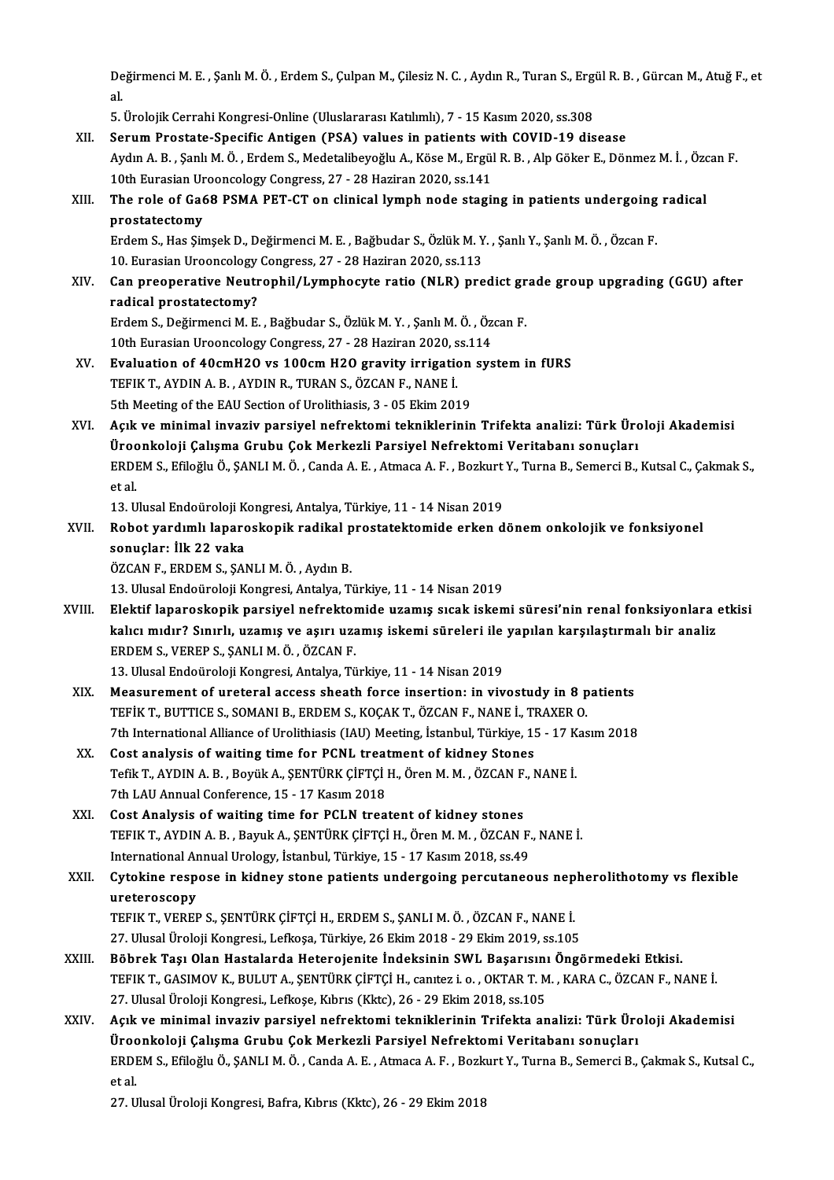Değirmenci M. E. , Şanlı M. Ö. , Erdem S., Çulpan M., Çilesiz N. C. , Aydın R., Turan S., Ergül R. B. , Gürcan M., Atuğ F., et al.

5. Ürolojik Cerrahi Kongresi-Online (Uluslararası Katılımlı), 7 - 15 Kasım 2020, ss.308

XII. **Serum Prostate-Specific Antigen (PSA) values in patients with COVID-19 disease**
Aydın A. B. , Şanlı M. Ö. , Erdem S., Medetalibeyoğlu A., Köse M., Ergül R. B. , Alp Göker E., Dönmez M. İ. , Özcan F.
10th Eurasian Urooncology Congress, 27 - 28 Haziran 2020, ss.141

XIII. **The role of Ga68 PSMA PET-CT on clinical lymph node staging in patients undergoing radical prostatectomy**
Erdem S., Has Şimşek D., Değirmenci M. E. , Bağbudar S., Özlük M. Y. , Şanlı Y., Şanlı M. Ö. , Özcan F.
10. Eurasian Urooncology Congress, 27 - 28 Haziran 2020, ss.113

XIV. **Can preoperative Neutrophil/Lymphocyte ratio (NLR) predict grade group upgrading (GGU) after radical prostatectomy?**
Erdem S., Değirmenci M. E. , Bağbudar S., Özlük M. Y. , Şanlı M. Ö. , Özcan F.
10th Eurasian Urooncology Congress, 27 - 28 Haziran 2020, ss.114

XV. **Evaluation of 40cmH2O vs 100cm H2O gravity irrigation system in fURS**
TEFIK T., AYDIN A. B. , AYDIN R., TURAN S., ÖZCAN F., NANE İ.
5th Meeting of the EAU Section of Urolithiasis, 3 - 05 Ekim 2019

XVI. **Açık ve minimal invaziv parsiyel nefrektomi tekniklerinin Trifekta analizi: Türk Üroloji Akademisi Üroonkoloji Çalışma Grubu Çok Merkezli Parsiyel Nefrektomi Veritabanı sonuçları**
ERDEM S., Efiloğlu Ö., ŞANLI M. Ö. , Canda A. E. , Atmaca A. F. , Bozkurt Y., Turna B., Semerci B., Kutsal C., Çakmak S., et al.
13. Ulusal Endoüroloji Kongresi, Antalya, Türkiye, 11 - 14 Nisan 2019

XVII. **Robot yardımlı laparoskopik radikal prostatektomide erken dönem onkolojik ve fonksiyonel sonuçlar: İlk 22 vaka**
ÖZCAN F., ERDEM S., ŞANLI M. Ö. , Aydın B.
13. Ulusal Endoüroloji Kongresi, Antalya, Türkiye, 11 - 14 Nisan 2019

XVIII. **Elektif laparoskopik parsiyel nefrektomide uzamış sıcak iskemi süresi'nin renal fonksiyonlara etkisi kalıcı mıdır? Sınırlı, uzamış ve aşırı uzamış iskemi süreleri ile yapılan karşılaştırmalı bir analiz**
ERDEM S., VEREP S., ŞANLI M. Ö. , ÖZCAN F.
13. Ulusal Endoüroloji Kongresi, Antalya, Türkiye, 11 - 14 Nisan 2019

XIX. **Measurement of ureteral access sheath force insertion: in vivostudy in 8 patients**
TEFİK T., BUTTICE S., SOMANI B., ERDEM S., KOÇAK T., ÖZCAN F., NANE İ., TRAXER O.
7th International Alliance of Urolithiasis (IAU) Meeting, İstanbul, Türkiye, 15 - 17 Kasım 2018

XX. **Cost analysis of waiting time for PCNL treatment of kidney Stones**
Tefik T., AYDIN A. B. , Boyük A., ŞENTÜRK ÇİFTÇİ H., Ören M. M. , ÖZCAN F., NANE İ.
7th LAU Annual Conference, 15 - 17 Kasım 2018

XXI. **Cost Analysis of waiting time for PCLN treatent of kidney stones**
TEFIK T., AYDIN A. B. , Bayuk A., ŞENTÜRK ÇİFTÇİ H., Ören M. M. , ÖZCAN F., NANE İ.
International Annual Urology, İstanbul, Türkiye, 15 - 17 Kasım 2018, ss.49

XXII. **Cytokine respose in kidney stone patients undergoing percutaneous nepherolithotomy vs flexible ureteroscopy**
TEFIK T., VEREP S., ŞENTÜRK ÇİFTÇİ H., ERDEM S., ŞANLI M. Ö. , ÖZCAN F., NANE İ.
27. Ulusal Üroloji Kongresi., Lefkoşa, Türkiye, 26 Ekim 2018 - 29 Ekim 2019, ss.105

XXIII. **Böbrek Taşı Olan Hastalarda Heterojenite İndeksinin SWL Başarısını Öngörmedeki Etkisi.**
TEFIK T., GASIMOV K., BULUT A., ŞENTÜRK ÇİFTÇİ H., canıtez i. o. , OKTAR T. M. , KARA C., ÖZCAN F., NANE İ.
27. Ulusal Üroloji Kongresi., Lefkoşe, Kıbrıs (Kktc), 26 - 29 Ekim 2018, ss.105

XXIV. **Açık ve minimal invaziv parsiyel nefrektomi tekniklerinin Trifekta analizi: Türk Üroloji Akademisi Üroonkoloji Çalışma Grubu Çok Merkezli Parsiyel Nefrektomi Veritabanı sonuçları**
ERDEM S., Efiloğlu Ö., ŞANLI M. Ö. , Canda A. E. , Atmaca A. F. , Bozkurt Y., Turna B., Semerci B., Çakmak S., Kutsal C., et al.
27. Ulusal Üroloji Kongresi, Bafra, Kıbrıs (Kktc), 26 - 29 Ekim 2018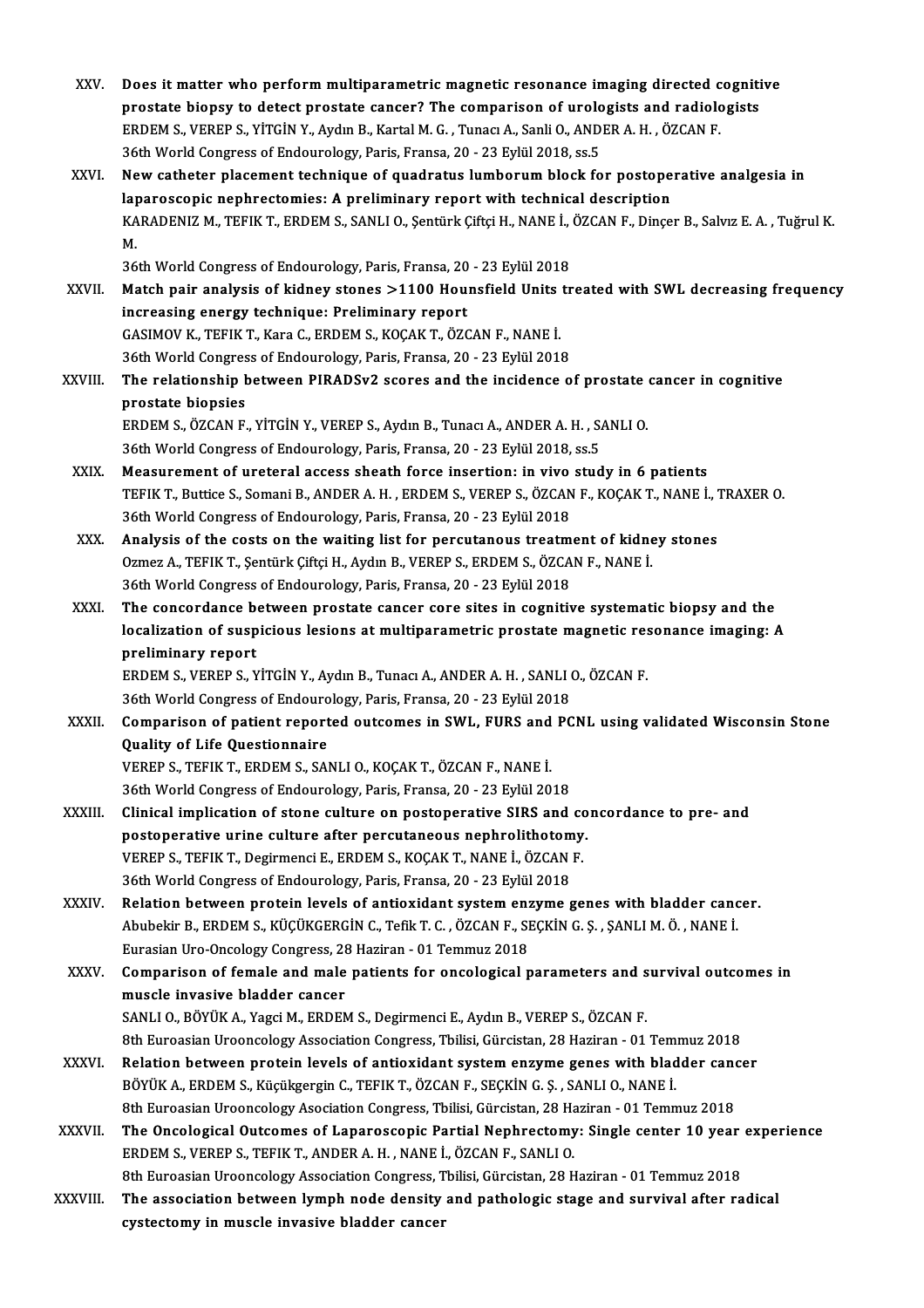XXV. **Does it matter who perform multiparametric magnetic resonance imaging directed cognitive prostate biopsy to detect prostate cancer? The comparison of urologists and radiologists**
ERDEM S., VEREP S., YİTGİN Y., Aydın B., Kartal M. G. , Tunacı A., Sanli O., ANDER A. H. , ÖZCAN F.
36th World Congress of Endourology, Paris, Fransa, 20 - 23 Eylül 2018, ss.5

XXVI. **New catheter placement technique of quadratus lumborum block for postoperative analgesia in laparoscopic nephrectomies: A preliminary report with technical description**
KARADENIZ M., TEFIK T., ERDEM S., SANLI O., Şentürk Çiftçi H., NANE İ., ÖZCAN F., Dinçer B., Salvız E. A. , Tuğrul K. M.
36th World Congress of Endourology, Paris, Fransa, 20 - 23 Eylül 2018

XXVII. **Match pair analysis of kidney stones >1100 Hounsfield Units treated with SWL decreasing frequency increasing energy technique: Preliminary report**
GASIMOV K., TEFIK T., Kara C., ERDEM S., KOÇAK T., ÖZCAN F., NANE İ.
36th World Congress of Endourology, Paris, Fransa, 20 - 23 Eylül 2018

XXVIII. **The relationship between PIRADSv2 scores and the incidence of prostate cancer in cognitive prostate biopsies**
ERDEM S., ÖZCAN F., YİTGİN Y., VEREP S., Aydın B., Tunacı A., ANDER A. H. , SANLI O.
36th World Congress of Endourology, Paris, Fransa, 20 - 23 Eylül 2018, ss.5

XXIX. **Measurement of ureteral access sheath force insertion: in vivo study in 6 patients**
TEFIK T., Buttice S., Somani B., ANDER A. H. , ERDEM S., VEREP S., ÖZCAN F., KOÇAK T., NANE İ., TRAXER O.
36th World Congress of Endourology, Paris, Fransa, 20 - 23 Eylül 2018

XXX. **Analysis of the costs on the waiting list for percutanous treatment of kidney stones**
Ozmez A., TEFIK T., Şentürk Çiftçi H., Aydın B., VEREP S., ERDEM S., ÖZCAN F., NANE İ.
36th World Congress of Endourology, Paris, Fransa, 20 - 23 Eylül 2018

XXXI. **The concordance between prostate cancer core sites in cognitive systematic biopsy and the localization of suspicious lesions at multiparametric prostate magnetic resonance imaging: A preliminary report**
ERDEM S., VEREP S., YİTGİN Y., Aydın B., Tunacı A., ANDER A. H. , SANLI O., ÖZCAN F.
36th World Congress of Endourology, Paris, Fransa, 20 - 23 Eylül 2018

XXXII. **Comparison of patient reported outcomes in SWL, FURS and PCNL using validated Wisconsin Stone Quality of Life Questionnaire**
VEREP S., TEFIK T., ERDEM S., SANLI O., KOÇAK T., ÖZCAN F., NANE İ.
36th World Congress of Endourology, Paris, Fransa, 20 - 23 Eylül 2018

XXXIII. **Clinical implication of stone culture on postoperative SIRS and concordance to pre- and postoperative urine culture after percutaneous nephrolithotomy.**
VEREP S., TEFIK T., Degirmenci E., ERDEM S., KOÇAK T., NANE İ., ÖZCAN F.
36th World Congress of Endourology, Paris, Fransa, 20 - 23 Eylül 2018

XXXIV. **Relation between protein levels of antioxidant system enzyme genes with bladder cancer.**
Abubekir B., ERDEM S., KÜÇÜKGERGİN C., Tefik T. C. , ÖZCAN F., SEÇKİN G. Ş. , ŞANLI M. Ö. , NANE İ.
Eurasian Uro-Oncology Congress, 28 Haziran - 01 Temmuz 2018

XXXV. **Comparison of female and male patients for oncological parameters and survival outcomes in muscle invasive bladder cancer**
SANLI O., BÖYÜK A., Yagci M., ERDEM S., Degirmenci E., Aydın B., VEREP S., ÖZCAN F.
8th Euroasian Urooncology Association Congress, Tbilisi, Gürcistan, 28 Haziran - 01 Temmuz 2018

XXXVI. **Relation between protein levels of antioxidant system enzyme genes with bladder cancer**
BÖYÜK A., ERDEM S., Küçükgergin C., TEFIK T., ÖZCAN F., SEÇKİN G. Ş. , SANLI O., NANE İ.
8th Euroasian Urooncology Asociation Congress, Tbilisi, Gürcistan, 28 Haziran - 01 Temmuz 2018

XXXVII. **The Oncological Outcomes of Laparoscopic Partial Nephrectomy: Single center 10 year experience**
ERDEM S., VEREP S., TEFIK T., ANDER A. H. , NANE İ., ÖZCAN F., SANLI O.
8th Euroasian Urooncology Association Congress, Tbilisi, Gürcistan, 28 Haziran - 01 Temmuz 2018

XXXVIII. **The association between lymph node density and pathologic stage and survival after radical cystectomy in muscle invasive bladder cancer**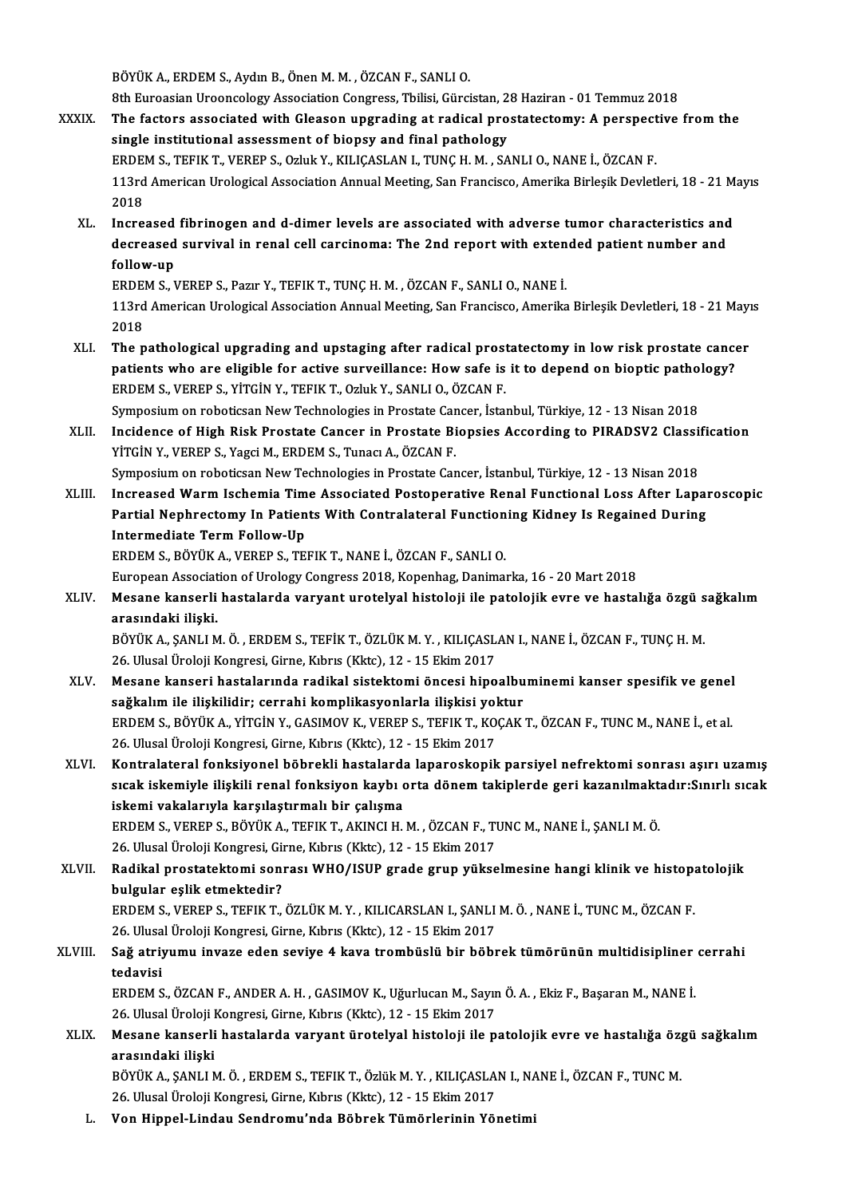BÖYÜK A., ERDEM S., Aydın B., Önen M. M. , ÖZCAN F., SANLI O.
8th Euroasian Urooncology Association Congress, Tbilisi, Gürcistan, 28 Haziran - 01 Temmuz 2018

XXXIX. **The factors associated with Gleason upgrading at radical prostatectomy: A perspective from the single institutional assessment of biopsy and final pathology**
ERDEM S., TEFIK T., VEREP S., Ozluk Y., KILIÇASLAN I., TUNÇ H. M. , SANLI O., NANE İ., ÖZCAN F.
113rd American Urological Association Annual Meeting, San Francisco, Amerika Birleşik Devletleri, 18 - 21 Mayıs 2018

XL. **Increased fibrinogen and d-dimer levels are associated with adverse tumor characteristics and decreased survival in renal cell carcinoma: The 2nd report with extended patient number and follow-up**
ERDEM S., VEREP S., Pazır Y., TEFIK T., TUNÇ H. M. , ÖZCAN F., SANLI O., NANE İ.
113rd American Urological Association Annual Meeting, San Francisco, Amerika Birleşik Devletleri, 18 - 21 Mayıs 2018

XLI. **The pathological upgrading and upstaging after radical prostatectomy in low risk prostate cancer patients who are eligible for active surveillance: How safe is it to depend on bioptic pathology?**
ERDEM S., VEREP S., YİTGİN Y., TEFIK T., Ozluk Y., SANLI O., ÖZCAN F.
Symposium on roboticsan New Technologies in Prostate Cancer, İstanbul, Türkiye, 12 - 13 Nisan 2018

XLII. **Incidence of High Risk Prostate Cancer in Prostate Biopsies According to PIRADSV2 Classification**
YİTGİN Y., VEREP S., Yagci M., ERDEM S., Tunacı A., ÖZCAN F.
Symposium on roboticsan New Technologies in Prostate Cancer, İstanbul, Türkiye, 12 - 13 Nisan 2018

XLIII. **Increased Warm Ischemia Time Associated Postoperative Renal Functional Loss After Laparoscopic Partial Nephrectomy In Patients With Contralateral Functioning Kidney Is Regained During Intermediate Term Follow-Up**
ERDEM S., BÖYÜK A., VEREP S., TEFIK T., NANE İ., ÖZCAN F., SANLI O.
European Association of Urology Congress 2018, Kopenhag, Danimarka, 16 - 20 Mart 2018

XLIV. **Mesane kanserli hastalarda varyant urotelyal histoloji ile patolojik evre ve hastalığa özgü sağkalım arasındaki ilişki.**
BÖYÜK A., ŞANLI M. Ö. , ERDEM S., TEFİK T., ÖZLÜK M. Y. , KILIÇASLAN I., NANE İ., ÖZCAN F., TUNÇ H. M.
26. Ulusal Üroloji Kongresi, Girne, Kıbrıs (Kktc), 12 - 15 Ekim 2017

XLV. **Mesane kanseri hastalarında radikal sistektomi öncesi hipoalbuminemi kanser spesifik ve genel sağkalım ile ilişkilidir; cerrahi komplikasyonlarla ilişkisi yoktur**
ERDEM S., BÖYÜK A., YİTGİN Y., GASIMOV K., VEREP S., TEFIK T., KOÇAK T., ÖZCAN F., TUNC M., NANE İ., et al.
26. Ulusal Üroloji Kongresi, Girne, Kıbrıs (Kktc), 12 - 15 Ekim 2017

XLVI. **Kontralateral fonksiyonel böbrekli hastalarda laparoskopik parsiyel nefrektomi sonrası aşırı uzamış sıcak iskemiyle ilişkili renal fonksiyon kaybı orta dönem takiplerde geri kazanılmaktadır:Sınırlı sıcak iskemi vakalarıyla karşılaştırmalı bir çalışma**
ERDEM S., VEREP S., BÖYÜK A., TEFIK T., AKINCI H. M. , ÖZCAN F., TUNC M., NANE İ., ŞANLI M. Ö.
26. Ulusal Üroloji Kongresi, Girne, Kıbrıs (Kktc), 12 - 15 Ekim 2017

XLVII. **Radikal prostatektomi sonrası WHO/ISUP grade grup yükselmesine hangi klinik ve histopatolojik bulgular eşlik etmektedir?**
ERDEM S., VEREP S., TEFIK T., ÖZLÜK M. Y. , KILICARSLAN I., ŞANLI M. Ö. , NANE İ., TUNC M., ÖZCAN F.
26. Ulusal Üroloji Kongresi, Girne, Kıbrıs (Kktc), 12 - 15 Ekim 2017

XLVIII. **Sağ atriyumu invaze eden seviye 4 kava trombüslü bir böbrek tümörünün multidisipliner cerrahi tedavisi**
ERDEM S., ÖZCAN F., ANDER A. H. , GASIMOV K., Uğurlucan M., Sayın Ö. A. , Ekiz F., Başaran M., NANE İ.
26. Ulusal Üroloji Kongresi, Girne, Kıbrıs (Kktc), 12 - 15 Ekim 2017

XLIX. **Mesane kanserli hastalarda varyant ürotelyal histoloji ile patolojik evre ve hastalığa özgü sağkalım arasındaki ilişki**
BÖYÜK A., ŞANLI M. Ö. , ERDEM S., TEFIK T., Özlük M. Y. , KILIÇASLAN I., NANE İ., ÖZCAN F., TUNC M.
26. Ulusal Üroloji Kongresi, Girne, Kıbrıs (Kktc), 12 - 15 Ekim 2017

L. **Von Hippel-Lindau Sendromu'nda Böbrek Tümörlerinin Yönetimi**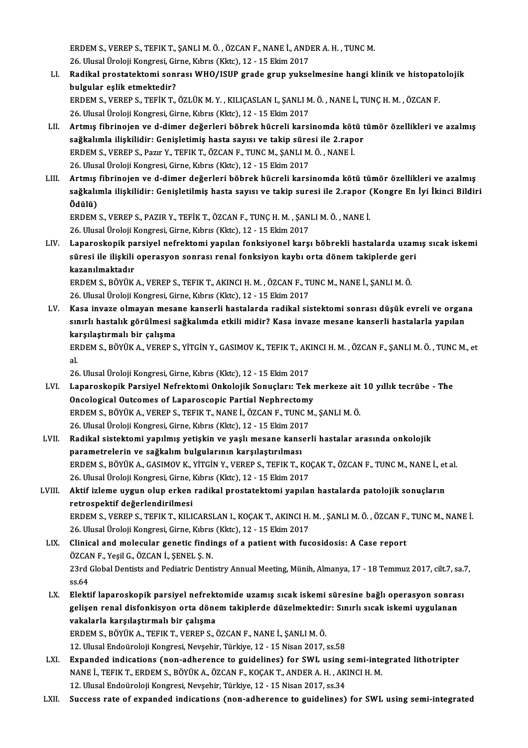ERDEM S., VEREP S., TEFIK T., ŞANLI M. Ö. , ÖZCAN F., NANE İ., ANDER A. H. , TUNC M.
26. Ulusal Üroloji Kongresi, Girne, Kıbrıs (Kktc), 12 - 15 Ekim 2017

LI. **Radikal prostatektomi sonrası WHO/ISUP grade grup yukselmesine hangi klinik ve histopatolojik bulgular eşlik etmektedir?**
ERDEM S., VEREP S., TEFİK T., ÖZLÜK M. Y. , KILIÇASLAN I., ŞANLI M. Ö. , NANE İ., TUNÇ H. M. , ÖZCAN F.
26. Ulusal Üroloji Kongresi, Girne, Kıbrıs (Kktc), 12 - 15 Ekim 2017

LII. **Artmış fibrinojen ve d-dimer değerleri böbrek hücreli karsinomda kötü tümör özellikleri ve azalmış sağkalımla ilişkilidir: Genişletimiş hasta sayısı ve takip süresi ile 2.rapor**
ERDEM S., VEREP S., Pazır Y., TEFIK T., ÖZCAN F., TUNC M., ŞANLI M. Ö. , NANE İ.
26. Ulusal Üroloji Kongresi, Girne, Kıbrıs (Kktc), 12 - 15 Ekim 2017

LIII. **Artmış fibrinojen ve d-dimer değerleri böbrek hücreli karsinomda kötü tümör özellikleri ve azalmış sağkalımla ilişkilidir: Genişletilmiş hasta sayısı ve takip suresi ile 2.rapor (Kongre En İyi İkinci Bildiri Ödülü)**
ERDEM S., VEREP S., PAZIR Y., TEFİK T., ÖZCAN F., TUNÇ H. M. , ŞANLI M. Ö. , NANE İ.
26. Ulusal Üroloji Kongresi, Girne, Kıbrıs (Kktc), 12 - 15 Ekim 2017

LIV. **Laparoskopik parsiyel nefrektomi yapılan fonksiyonel karşı böbrekli hastalarda uzamış sıcak iskemi süresi ile ilişkili operasyon sonrası renal fonksiyon kaybı orta dönem takiplerde geri kazanılmaktadır**
ERDEM S., BÖYÜK A., VEREP S., TEFIK T., AKINCI H. M. , ÖZCAN F., TUNC M., NANE İ., ŞANLI M. Ö.
26. Ulusal Üroloji Kongresi, Girne, Kıbrıs (Kktc), 12 - 15 Ekim 2017

LV. **Kasa invaze olmayan mesane kanserli hastalarda radikal sistektomi sonrası düşük evreli ve organa sınırlı hastalık görülmesi sağkalımda etkili midir? Kasa invaze mesane kanserli hastalarla yapılan karşılaştırmalı bir çalışma**
ERDEM S., BÖYÜK A., VEREP S., YİTGİN Y., GASIMOV K., TEFIK T., AKINCI H. M. , ÖZCAN F., ŞANLI M. Ö. , TUNC M., et al.
26. Ulusal Üroloji Kongresi, Girne, Kıbrıs (Kktc), 12 - 15 Ekim 2017

LVI. **Laparoskopik Parsiyel Nefrektomi Onkolojik Sonuçları: Tek merkeze ait 10 yıllık tecrübe - The Oncological Outcomes of Laparoscopic Partial Nephrectomy**
ERDEM S., BÖYÜK A., VEREP S., TEFIK T., NANE İ., ÖZCAN F., TUNC M., ŞANLI M. Ö.
26. Ulusal Üroloji Kongresi, Girne, Kıbrıs (Kktc), 12 - 15 Ekim 2017

LVII. **Radikal sistektomi yapılmış yetişkin ve yaşlı mesane kanserli hastalar arasında onkolojik parametrelerin ve sağkalım bulgularının karşılaştırılması**
ERDEM S., BÖYÜK A., GASIMOV K., YİTGİN Y., VEREP S., TEFIK T., KOÇAK T., ÖZCAN F., TUNC M., NANE İ., et al.
26. Ulusal Üroloji Kongresi, Girne, Kıbrıs (Kktc), 12 - 15 Ekim 2017

LVIII. **Aktif izleme uygun olup erken radikal prostatektomi yapılan hastalarda patolojik sonuçların retrospektif değerlendirilmesi**
ERDEM S., VEREP S., TEFIK T., KILICARSLAN I., KOÇAK T., AKINCI H. M. , ŞANLI M. Ö. , ÖZCAN F., TUNC M., NANE İ.
26. Ulusal Üroloji Kongresi, Girne, Kıbrıs (Kktc), 12 - 15 Ekim 2017

LIX. **Clinical and molecular genetic findings of a patient with fucosidosis: A Case report**
ÖZCAN F., Yeşil G., ÖZCAN İ., ŞENEL Ş. N.
23rd Global Dentists and Pediatric Dentistry Annual Meeting, Münih, Almanya, 17 - 18 Temmuz 2017, cilt.7, sa.7, ss.64

LX. **Elektif laparoskopik parsiyel nefrektomide uzamış sıcak iskemi süresine bağlı operasyon sonrası gelişen renal disfonksiyon orta dönem takiplerde düzelmektedir: Sınırlı sıcak iskemi uygulanan vakalarla karşılaştırmalı bir çalışma**
ERDEM S., BÖYÜK A., TEFIK T., VEREP S., ÖZCAN F., NANE İ., ŞANLI M. Ö.
12. Ulusal Endoüroloji Kongresi, Nevşehir, Türkiye, 12 - 15 Nisan 2017, ss.58

LXI. **Expanded indications (non-adherence to guidelines) for SWL using semi-integrated lithotripter**
NANE İ., TEFIK T., ERDEM S., BÖYÜK A., ÖZCAN F., KOÇAK T., ANDER A. H. , AKINCI H. M.
12. Ulusal Endoüroloji Kongresi, Nevşehir, Türkiye, 12 - 15 Nisan 2017, ss.34

LXII. **Success rate of expanded indications (non-adherence to guidelines) for SWL using semi-integrated**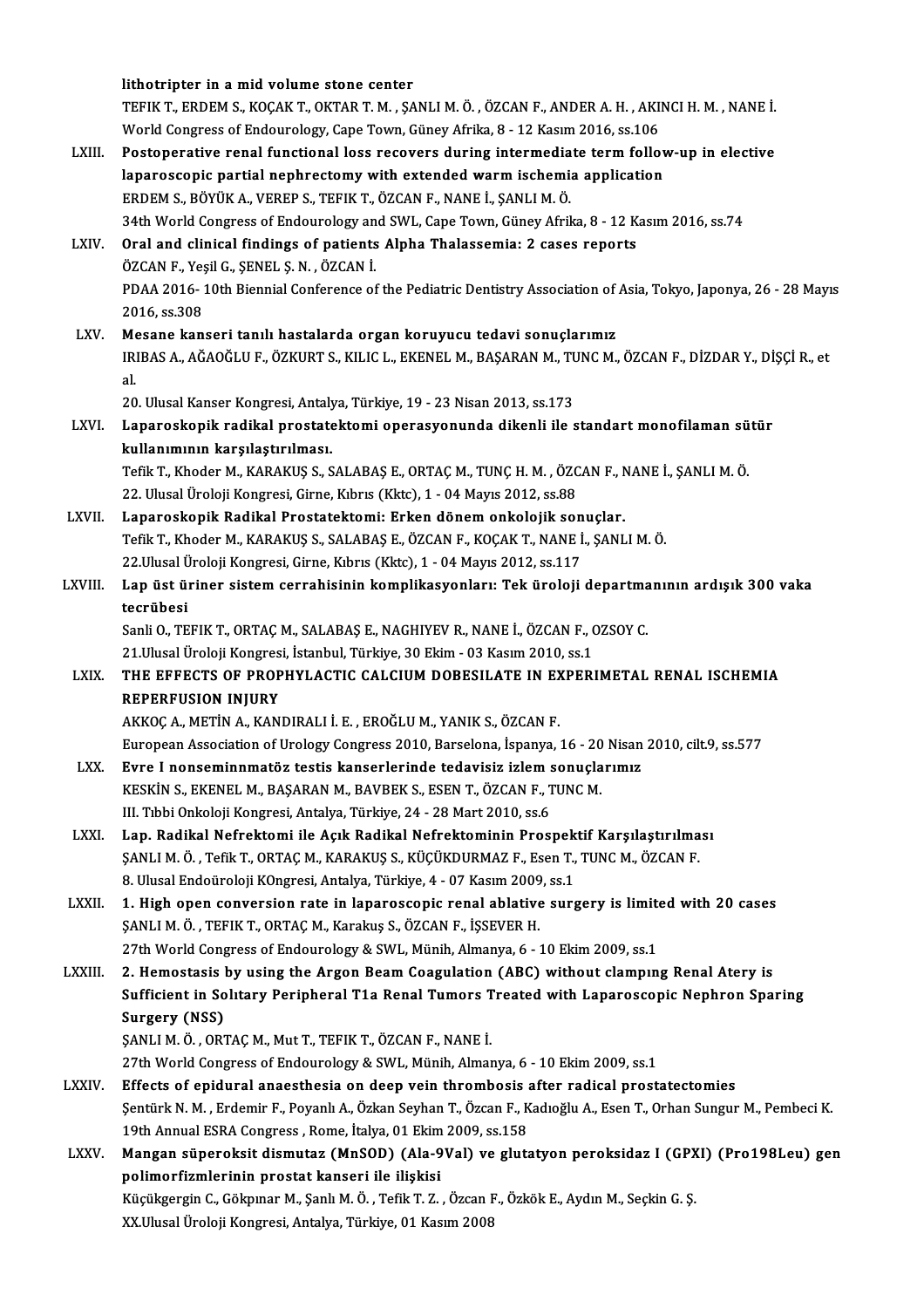lithotripter in a mid volume stone center
TEFIK T., ERDEM S., KOÇAK T., OKTAR T. M. , ŞANLI M. Ö. , ÖZCAN F., ANDER A. H. , AKINCI H. M. , NANE İ.
World Congress of Endourology, Cape Town, Güney Afrika, 8 - 12 Kasım 2016, ss.106

LXIII. **Postoperative renal functional loss recovers during intermediate term follow-up in elective laparoscopic partial nephrectomy with extended warm ischemia application**
ERDEM S., BÖYÜK A., VEREP S., TEFIK T., ÖZCAN F., NANE İ., ŞANLI M. Ö.
34th World Congress of Endourology and SWL, Cape Town, Güney Afrika, 8 - 12 Kasım 2016, ss.74

LXIV. **Oral and clinical findings of patients Alpha Thalassemia: 2 cases reports**
ÖZCAN F., Yeşil G., ŞENEL Ş. N. , ÖZCAN İ.
PDAA 2016- 10th Biennial Conference of the Pediatric Dentistry Association of Asia, Tokyo, Japonya, 26 - 28 Mayıs 2016, ss.308

LXV. **Mesane kanseri tanılı hastalarda organ koruyucu tedavi sonuçlarımız**
IRIBAS A., AĞAOĞLU F., ÖZKURT S., KILIC L., EKENEL M., BAŞARAN M., TUNC M., ÖZCAN F., DİZDAR Y., DİŞÇİ R., et al.
20. Ulusal Kanser Kongresi, Antalya, Türkiye, 19 - 23 Nisan 2013, ss.173

LXVI. **Laparoskopik radikal prostatektomi operasyonunda dikenli ile standart monofilaman sütür kullanımının karşılaştırılması.**
Tefik T., Khoder M., KARAKUŞ S., SALABAŞ E., ORTAÇ M., TUNÇ H. M. , ÖZCAN F., NANE İ., ŞANLI M. Ö.
22. Ulusal Üroloji Kongresi, Girne, Kıbrıs (Kktc), 1 - 04 Mayıs 2012, ss.88

LXVII. **Laparoskopik Radikal Prostatektomi: Erken dönem onkolojik sonuçlar.**
Tefik T., Khoder M., KARAKUŞ S., SALABAŞ E., ÖZCAN F., KOÇAK T., NANE İ., ŞANLI M. Ö.
22.Ulusal Üroloji Kongresi, Girne, Kıbrıs (Kktc), 1 - 04 Mayıs 2012, ss.117

LXVIII. **Lap üst üriner sistem cerrahisinin komplikasyonları: Tek üroloji departmanının ardışık 300 vaka tecrübesi**
Sanli O., TEFIK T., ORTAÇ M., SALABAŞ E., NAGHIYEV R., NANE İ., ÖZCAN F., OZSOY C.
21.Ulusal Üroloji Kongresi, İstanbul, Türkiye, 30 Ekim - 03 Kasım 2010, ss.1

LXIX. **THE EFFECTS OF PROPHYLACTIC CALCIUM DOBESILATE IN EXPERIMETAL RENAL ISCHEMIA REPERFUSION INJURY**
AKKOÇ A., METİN A., KANDIRALI İ. E. , EROĞLU M., YANIK S., ÖZCAN F.
European Association of Urology Congress 2010, Barselona, İspanya, 16 - 20 Nisan 2010, cilt.9, ss.577

LXX. **Evre I nonseminnmatöz testis kanserlerinde tedavisiz izlem sonuçlarımız**
KESKİN S., EKENEL M., BAŞARAN M., BAVBEK S., ESEN T., ÖZCAN F., TUNC M.
III. Tıbbi Onkoloji Kongresi, Antalya, Türkiye, 24 - 28 Mart 2010, ss.6

LXXI. **Lap. Radikal Nefrektomi ile Açık Radikal Nefrektominin Prospektif Karşılaştırılması**
ŞANLI M. Ö. , Tefik T., ORTAÇ M., KARAKUŞ S., KÜÇÜKDURMAZ F., Esen T., TUNC M., ÖZCAN F.
8. Ulusal Endoüroloji KOngresi, Antalya, Türkiye, 4 - 07 Kasım 2009, ss.1

LXXII. **1. High open conversion rate in laparoscopic renal ablative surgery is limited with 20 cases**
ŞANLI M. Ö. , TEFIK T., ORTAÇ M., Karakuş S., ÖZCAN F., İŞSEVER H.
27th World Congress of Endourology & SWL, Münih, Almanya, 6 - 10 Ekim 2009, ss.1

LXXIII. **2. Hemostasis by using the Argon Beam Coagulation (ABC) without clampıng Renal Atery is Sufficient in Solıtary Peripheral T1a Renal Tumors Treated with Laparoscopic Nephron Sparing Surgery (NSS)**
ŞANLI M. Ö. , ORTAÇ M., Mut T., TEFIK T., ÖZCAN F., NANE İ.
27th World Congress of Endourology & SWL, Münih, Almanya, 6 - 10 Ekim 2009, ss.1

LXXIV. **Effects of epidural anaesthesia on deep vein thrombosis after radical prostatectomies**
Şentürk N. M. , Erdemir F., Poyanlı A., Özkan Seyhan T., Özcan F., Kadıoğlu A., Esen T., Orhan Sungur M., Pembeci K.
19th Annual ESRA Congress , Rome, İtalya, 01 Ekim 2009, ss.158

LXXV. **Mangan süperoksit dismutaz (MnSOD) (Ala-9Val) ve glutatyon peroksidaz I (GPXI) (Pro198Leu) gen polimorfizmlerinin prostat kanseri ile ilişkisi**
Küçükgergin C., Gökpınar M., Şanlı M. Ö. , Tefik T. Z. , Özcan F., Özkök E., Aydın M., Seçkin G. Ş.
XX.Ulusal Üroloji Kongresi, Antalya, Türkiye, 01 Kasım 2008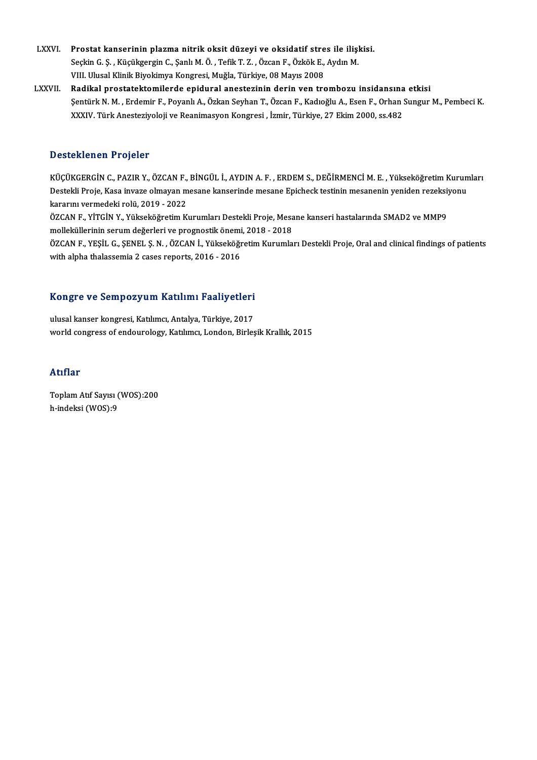LXXVI. **Prostat kanserinin plazma nitrik oksit düzeyi ve oksidatif stres ile ilişkisi.**
Seçkin G. Ş. , Küçükgergin C., Şanlı M. Ö. , Tefik T. Z. , Özcan F., Özkök E., Aydın M.
VIII. Ulusal Klinik Biyokimya Kongresi, Muğla, Türkiye, 08 Mayıs 2008

LXXVII. **Radikal prostatektomilerde epidural anestezinin derin ven trombozu insidansına etkisi**
Şentürk N. M. , Erdemir F., Poyanlı A., Özkan Seyhan T., Özcan F., Kadıoğlu A., Esen F., Orhan Sungur M., Pembeci K.
XXXIV. Türk Anesteziyoloji ve Reanimasyon Kongresi , İzmir, Türkiye, 27 Ekim 2000, ss.482

## Desteklenen Projeler

KÜÇÜKGERGİN C., PAZIR Y., ÖZCAN F., BİNGÜL İ., AYDIN A. F. , ERDEM S., DEĞİRMENCİ M. E. , Yükseköğretim Kurumları Destekli Proje, Kasa invaze olmayan mesane kanserinde mesane Epicheck testinin mesanenin yeniden rezeksiyonu kararını vermedeki rolü, 2019 - 2022

ÖZCAN F., YİTGİN Y., Yükseköğretim Kurumları Destekli Proje, Mesane kanseri hastalarında SMAD2 ve MMP9 molleküllerinin serum değerleri ve prognostik önemi, 2018 - 2018

ÖZCAN F., YEŞİL G., ŞENEL Ş. N. , ÖZCAN İ., Yükseköğretim Kurumları Destekli Proje, Oral and clinical findings of patients with alpha thalassemia 2 cases reports, 2016 - 2016

## Kongre ve Sempozyum Katılımı Faaliyetleri

ulusal kanser kongresi, Katılımcı, Antalya, Türkiye, 2017
world congress of endourology, Katılımcı, London, Birleşik Krallık, 2015

## Atıflar

Toplam Atıf Sayısı (WOS):200
h-indeksi (WOS):9